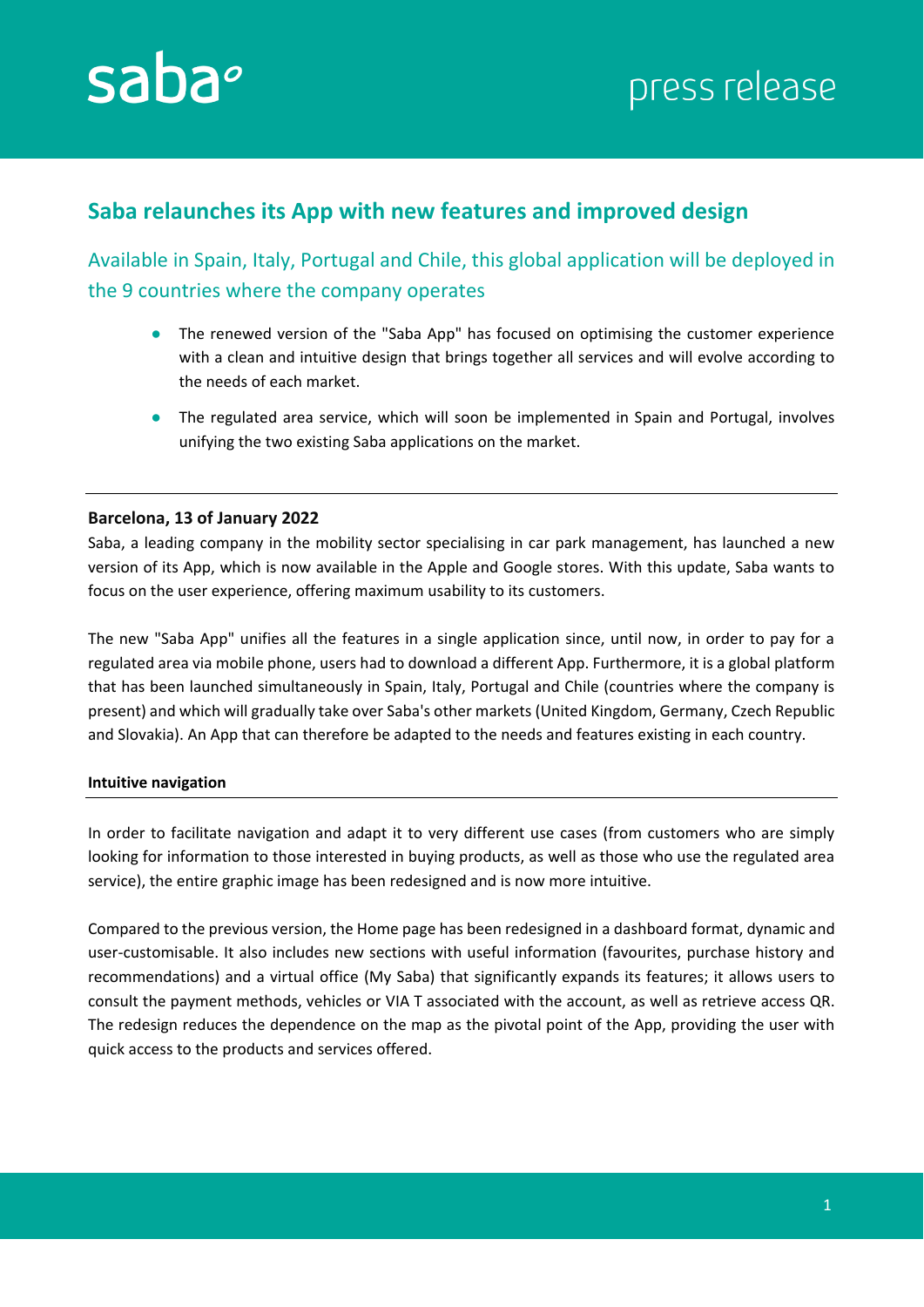# Saba relaunches its App with new features and improved design

## Available in Spain, Italy, Portugal and Chile, this global application will be deployed in the 9 countries where the company operates

- The renewed version of the "Saba App" has focused on optimising the customer experience with a clean and intuitive design that brings together all services and will evolve according to the needs of each market.
- The regulated area service, which will soon be implemented in Spain and Portugal, involves unifying the two existing Saba applications on the market.

---

**Barcelona, 13 of January 2022**

Saba, a leading company in the mobility sector specialising in car park management, has launched a new version of its App, which is now available in the Apple and Google stores. With this update, Saba wants to focus on the user experience, offering maximum usability to its customers.

The new "Saba App" unifies all the features in a single application since, until now, in order to pay for a regulated area via mobile phone, users had to download a different App. Furthermore, it is a global platform that has been launched simultaneously in Spain, Italy, Portugal and Chile (countries where the company is present) and which will gradually take over Saba's other markets (United Kingdom, Germany, Czech Republic and Slovakia). An App that can therefore be adapted to the needs and features existing in each country.

**Intuitive navigation**

In order to facilitate navigation and adapt it to very different use cases (from customers who are simply looking for information to those interested in buying products, as well as those who use the regulated area service), the entire graphic image has been redesigned and is now more intuitive.

Compared to the previous version, the Home page has been redesigned in a dashboard format, dynamic and user-customisable. It also includes new sections with useful information (favourites, purchase history and recommendations) and a virtual office (My Saba) that significantly expands its features; it allows users to consult the payment methods, vehicles or VIA T associated with the account, as well as retrieve access QR. The redesign reduces the dependence on the map as the pivotal point of the App, providing the user with quick access to the products and services offered.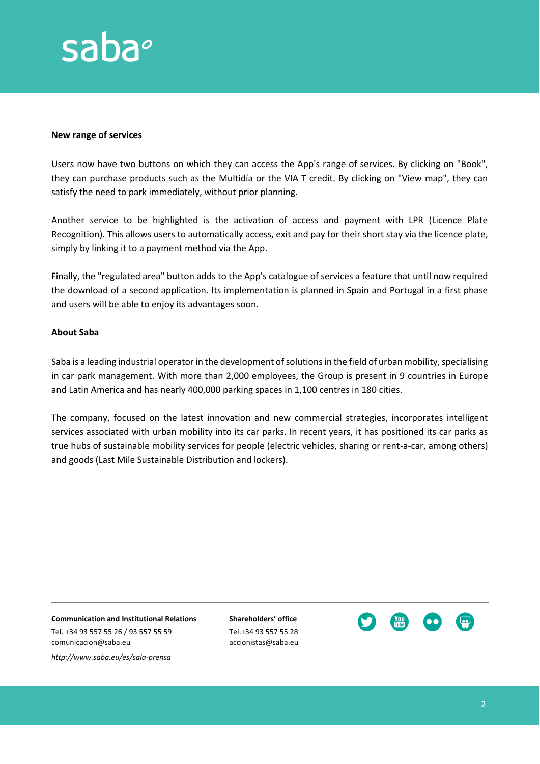## New range of services

Users now have two buttons on which they can access the App's range of services. By clicking on "Book", they can purchase products such as the Multidía or the VIA T credit. By clicking on "View map", they can satisfy the need to park immediately, without prior planning.

Another service to be highlighted is the activation of access and payment with LPR (Licence Plate Recognition). This allows users to automatically access, exit and pay for their short stay via the licence plate, simply by linking it to a payment method via the App.

Finally, the "regulated area" button adds to the App's catalogue of services a feature that until now required the download of a second application. Its implementation is planned in Spain and Portugal in a first phase and users will be able to enjoy its advantages soon.

## About Saba

Saba is a leading industrial operator in the development of solutions in the field of urban mobility, specialising in car park management. With more than 2,000 employees, the Group is present in 9 countries in Europe and Latin America and has nearly 400,000 parking spaces in 1,100 centres in 180 cities.

The company, focused on the latest innovation and new commercial strategies, incorporates intelligent services associated with urban mobility into its car parks. In recent years, it has positioned its car parks as true hubs of sustainable mobility services for people (electric vehicles, sharing or rent-a-car, among others) and goods (Last Mile Sustainable Distribution and lockers).

**Communication and Institutional Relations**
Tel. +34 93 557 55 26 / 93 557 55 59
comunicacion@saba.eu

*http://www.saba.eu/es/sala-prensa*

**Shareholders' office**
Tel.+34 93 557 55 28
accionistas@saba.eu